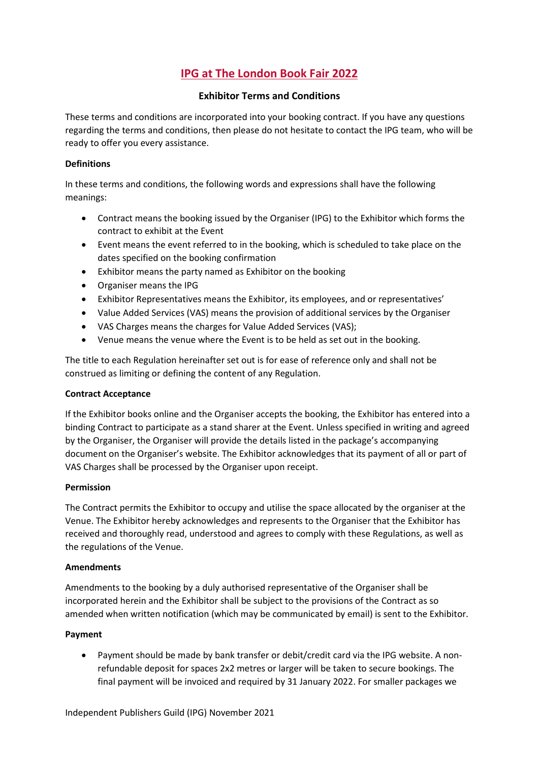# IPG at The London Book Fair 2022

## Exhibitor Terms and Conditions

These terms and conditions are incorporated into your booking contract. If you have any questions regarding the terms and conditions, then please do not hesitate to contact the IPG team, who will be ready to offer you every assistance.

### Definitions

In these terms and conditions, the following words and expressions shall have the following meanings:

- Contract means the booking issued by the Organiser (IPG) to the Exhibitor which forms the contract to exhibit at the Event
- Event means the event referred to in the booking, which is scheduled to take place on the dates specified on the booking confirmation
- Exhibitor means the party named as Exhibitor on the booking
- Organiser means the IPG
- Exhibitor Representatives means the Exhibitor, its employees, and or representatives'
- Value Added Services (VAS) means the provision of additional services by the Organiser
- VAS Charges means the charges for Value Added Services (VAS);
- Venue means the venue where the Event is to be held as set out in the booking.

The title to each Regulation hereinafter set out is for ease of reference only and shall not be construed as limiting or defining the content of any Regulation.

### Contract Acceptance

If the Exhibitor books online and the Organiser accepts the booking, the Exhibitor has entered into a binding Contract to participate as a stand sharer at the Event. Unless specified in writing and agreed by the Organiser, the Organiser will provide the details listed in the package's accompanying document on the Organiser's website. The Exhibitor acknowledges that its payment of all or part of VAS Charges shall be processed by the Organiser upon receipt.

### Permission

The Contract permits the Exhibitor to occupy and utilise the space allocated by the organiser at the Venue. The Exhibitor hereby acknowledges and represents to the Organiser that the Exhibitor has received and thoroughly read, understood and agrees to comply with these Regulations, as well as the regulations of the Venue.

### Amendments

Amendments to the booking by a duly authorised representative of the Organiser shall be incorporated herein and the Exhibitor shall be subject to the provisions of the Contract as so amended when written notification (which may be communicated by email) is sent to the Exhibitor.

### Payment

- Payment should be made by bank transfer or debit/credit card via the IPG website. A non-refundable deposit for spaces 2x2 metres or larger will be taken to secure bookings. The final payment will be invoiced and required by 31 January 2022. For smaller packages we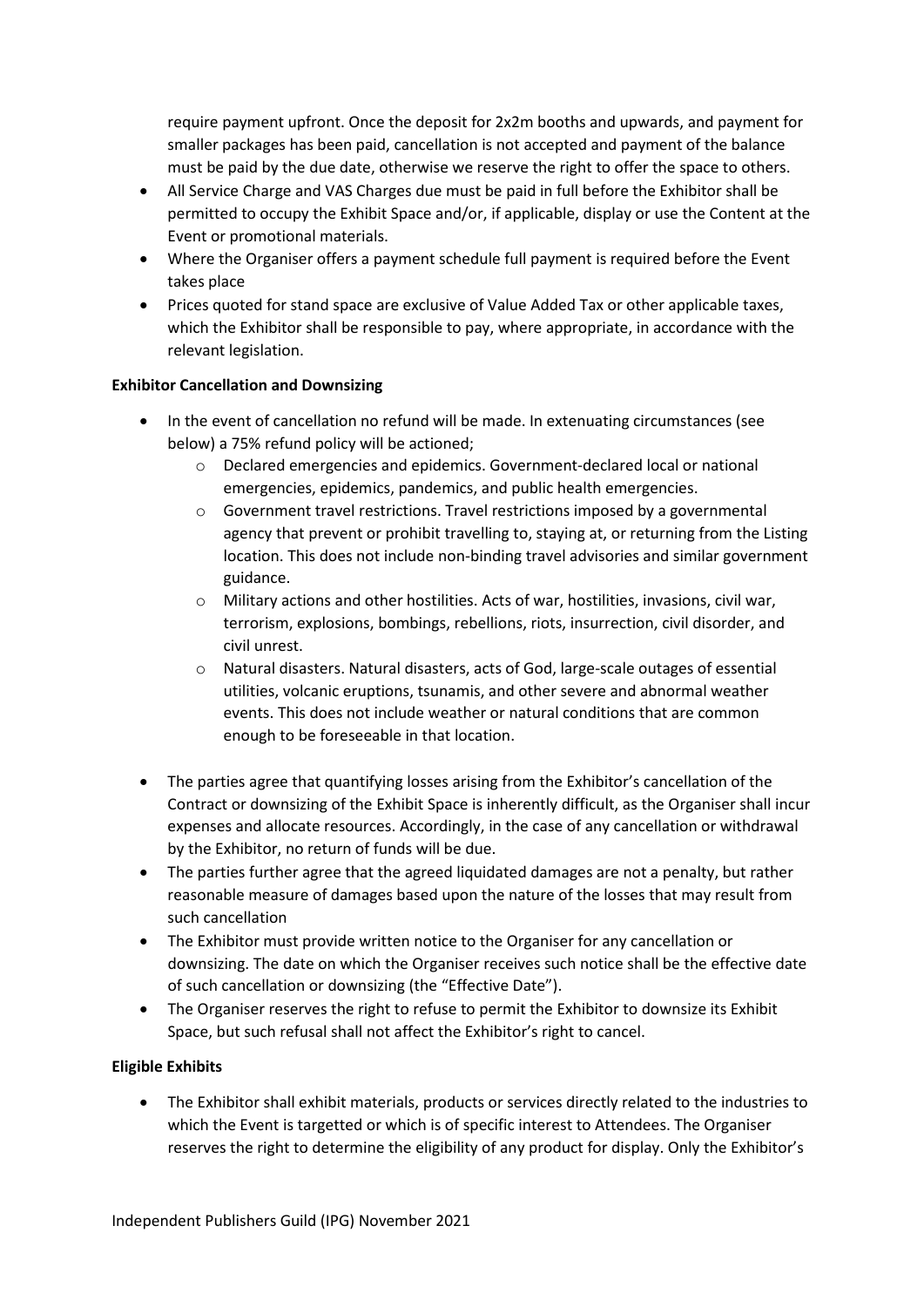require payment upfront. Once the deposit for 2x2m booths and upwards, and payment for smaller packages has been paid, cancellation is not accepted and payment of the balance must be paid by the due date, otherwise we reserve the right to offer the space to others.

- All Service Charge and VAS Charges due must be paid in full before the Exhibitor shall be permitted to occupy the Exhibit Space and/or, if applicable, display or use the Content at the Event or promotional materials.
- Where the Organiser offers a payment schedule full payment is required before the Event takes place
- Prices quoted for stand space are exclusive of Value Added Tax or other applicable taxes, which the Exhibitor shall be responsible to pay, where appropriate, in accordance with the relevant legislation.

**Exhibitor Cancellation and Downsizing**

- In the event of cancellation no refund will be made. In extenuating circumstances (see below) a 75% refund policy will be actioned;
    - Declared emergencies and epidemics. Government-declared local or national emergencies, epidemics, pandemics, and public health emergencies.
    - Government travel restrictions. Travel restrictions imposed by a governmental agency that prevent or prohibit travelling to, staying at, or returning from the Listing location. This does not include non-binding travel advisories and similar government guidance.
    - Military actions and other hostilities. Acts of war, hostilities, invasions, civil war, terrorism, explosions, bombings, rebellions, riots, insurrection, civil disorder, and civil unrest.
    - Natural disasters. Natural disasters, acts of God, large-scale outages of essential utilities, volcanic eruptions, tsunamis, and other severe and abnormal weather events. This does not include weather or natural conditions that are common enough to be foreseeable in that location.
- The parties agree that quantifying losses arising from the Exhibitor's cancellation of the Contract or downsizing of the Exhibit Space is inherently difficult, as the Organiser shall incur expenses and allocate resources. Accordingly, in the case of any cancellation or withdrawal by the Exhibitor, no return of funds will be due.
- The parties further agree that the agreed liquidated damages are not a penalty, but rather reasonable measure of damages based upon the nature of the losses that may result from such cancellation
- The Exhibitor must provide written notice to the Organiser for any cancellation or downsizing. The date on which the Organiser receives such notice shall be the effective date of such cancellation or downsizing (the "Effective Date").
- The Organiser reserves the right to refuse to permit the Exhibitor to downsize its Exhibit Space, but such refusal shall not affect the Exhibitor's right to cancel.

**Eligible Exhibits**

- The Exhibitor shall exhibit materials, products or services directly related to the industries to which the Event is targetted or which is of specific interest to Attendees. The Organiser reserves the right to determine the eligibility of any product for display. Only the Exhibitor's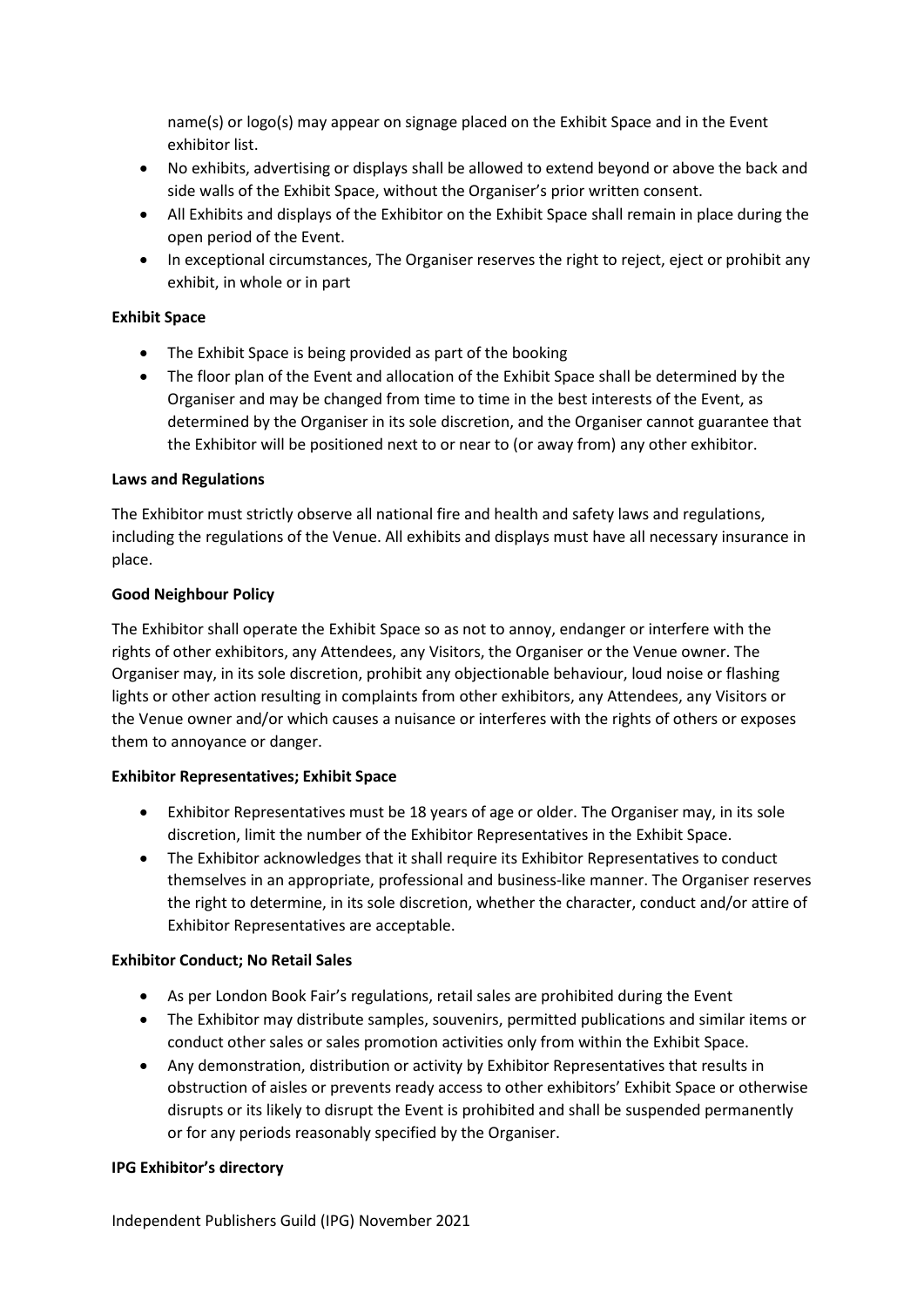name(s) or logo(s) may appear on signage placed on the Exhibit Space and in the Event exhibitor list.

- No exhibits, advertising or displays shall be allowed to extend beyond or above the back and side walls of the Exhibit Space, without the Organiser's prior written consent.
- All Exhibits and displays of the Exhibitor on the Exhibit Space shall remain in place during the open period of the Event.
- In exceptional circumstances, The Organiser reserves the right to reject, eject or prohibit any exhibit, in whole or in part

**Exhibit Space**

- The Exhibit Space is being provided as part of the booking
- The floor plan of the Event and allocation of the Exhibit Space shall be determined by the Organiser and may be changed from time to time in the best interests of the Event, as determined by the Organiser in its sole discretion, and the Organiser cannot guarantee that the Exhibitor will be positioned next to or near to (or away from) any other exhibitor.

**Laws and Regulations**

The Exhibitor must strictly observe all national fire and health and safety laws and regulations, including the regulations of the Venue. All exhibits and displays must have all necessary insurance in place.

**Good Neighbour Policy**

The Exhibitor shall operate the Exhibit Space so as not to annoy, endanger or interfere with the rights of other exhibitors, any Attendees, any Visitors, the Organiser or the Venue owner. The Organiser may, in its sole discretion, prohibit any objectionable behaviour, loud noise or flashing lights or other action resulting in complaints from other exhibitors, any Attendees, any Visitors or the Venue owner and/or which causes a nuisance or interferes with the rights of others or exposes them to annoyance or danger.

**Exhibitor Representatives; Exhibit Space**

- Exhibitor Representatives must be 18 years of age or older. The Organiser may, in its sole discretion, limit the number of the Exhibitor Representatives in the Exhibit Space.
- The Exhibitor acknowledges that it shall require its Exhibitor Representatives to conduct themselves in an appropriate, professional and business-like manner. The Organiser reserves the right to determine, in its sole discretion, whether the character, conduct and/or attire of Exhibitor Representatives are acceptable.

**Exhibitor Conduct; No Retail Sales**

- As per London Book Fair's regulations, retail sales are prohibited during the Event
- The Exhibitor may distribute samples, souvenirs, permitted publications and similar items or conduct other sales or sales promotion activities only from within the Exhibit Space.
- Any demonstration, distribution or activity by Exhibitor Representatives that results in obstruction of aisles or prevents ready access to other exhibitors' Exhibit Space or otherwise disrupts or its likely to disrupt the Event is prohibited and shall be suspended permanently or for any periods reasonably specified by the Organiser.

**IPG Exhibitor's directory**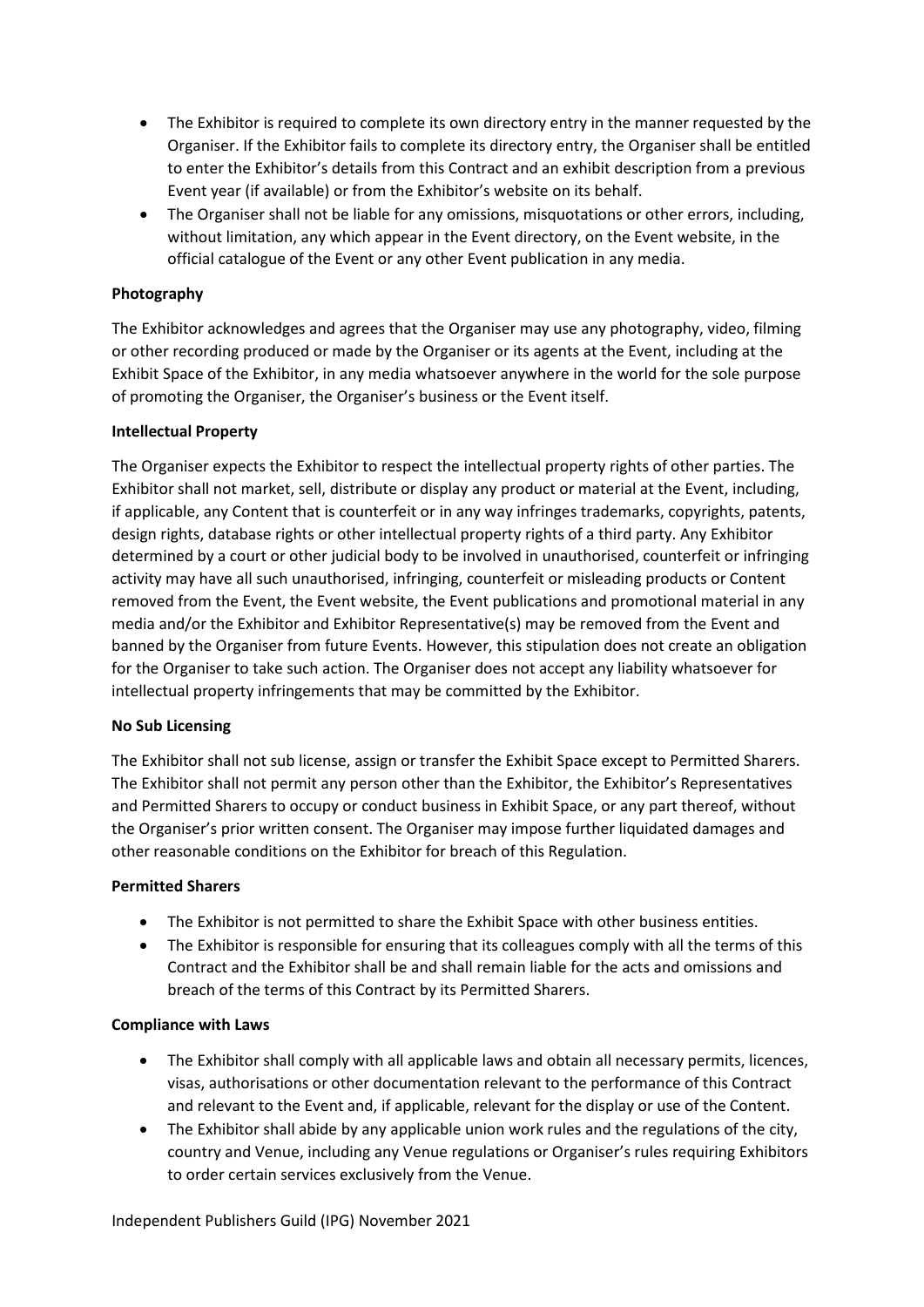- The Exhibitor is required to complete its own directory entry in the manner requested by the Organiser. If the Exhibitor fails to complete its directory entry, the Organiser shall be entitled to enter the Exhibitor's details from this Contract and an exhibit description from a previous Event year (if available) or from the Exhibitor's website on its behalf.
- The Organiser shall not be liable for any omissions, misquotations or other errors, including, without limitation, any which appear in the Event directory, on the Event website, in the official catalogue of the Event or any other Event publication in any media.

**Photography**

The Exhibitor acknowledges and agrees that the Organiser may use any photography, video, filming or other recording produced or made by the Organiser or its agents at the Event, including at the Exhibit Space of the Exhibitor, in any media whatsoever anywhere in the world for the sole purpose of promoting the Organiser, the Organiser's business or the Event itself.

**Intellectual Property**

The Organiser expects the Exhibitor to respect the intellectual property rights of other parties. The Exhibitor shall not market, sell, distribute or display any product or material at the Event, including, if applicable, any Content that is counterfeit or in any way infringes trademarks, copyrights, patents, design rights, database rights or other intellectual property rights of a third party. Any Exhibitor determined by a court or other judicial body to be involved in unauthorised, counterfeit or infringing activity may have all such unauthorised, infringing, counterfeit or misleading products or Content removed from the Event, the Event website, the Event publications and promotional material in any media and/or the Exhibitor and Exhibitor Representative(s) may be removed from the Event and banned by the Organiser from future Events. However, this stipulation does not create an obligation for the Organiser to take such action. The Organiser does not accept any liability whatsoever for intellectual property infringements that may be committed by the Exhibitor.

**No Sub Licensing**

The Exhibitor shall not sub license, assign or transfer the Exhibit Space except to Permitted Sharers. The Exhibitor shall not permit any person other than the Exhibitor, the Exhibitor's Representatives and Permitted Sharers to occupy or conduct business in Exhibit Space, or any part thereof, without the Organiser's prior written consent. The Organiser may impose further liquidated damages and other reasonable conditions on the Exhibitor for breach of this Regulation.

**Permitted Sharers**

- The Exhibitor is not permitted to share the Exhibit Space with other business entities.
- The Exhibitor is responsible for ensuring that its colleagues comply with all the terms of this Contract and the Exhibitor shall be and shall remain liable for the acts and omissions and breach of the terms of this Contract by its Permitted Sharers.

**Compliance with Laws**

- The Exhibitor shall comply with all applicable laws and obtain all necessary permits, licences, visas, authorisations or other documentation relevant to the performance of this Contract and relevant to the Event and, if applicable, relevant for the display or use of the Content.
- The Exhibitor shall abide by any applicable union work rules and the regulations of the city, country and Venue, including any Venue regulations or Organiser's rules requiring Exhibitors to order certain services exclusively from the Venue.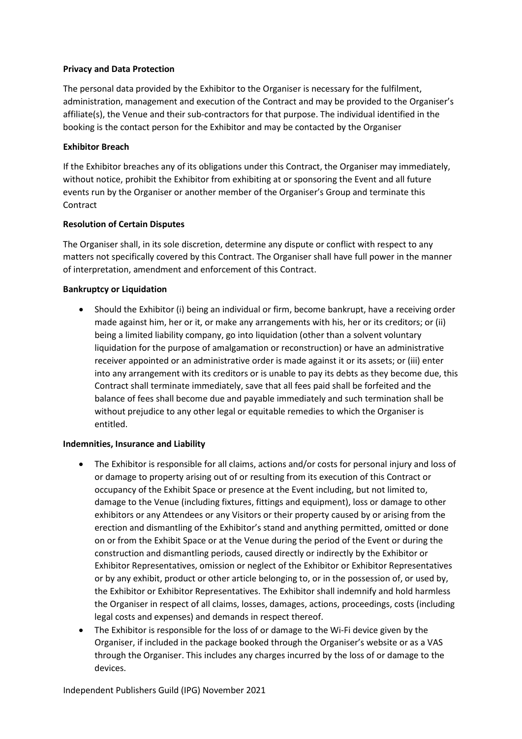**Privacy and Data Protection**

The personal data provided by the Exhibitor to the Organiser is necessary for the fulfilment, administration, management and execution of the Contract and may be provided to the Organiser's affiliate(s), the Venue and their sub-contractors for that purpose. The individual identified in the booking is the contact person for the Exhibitor and may be contacted by the Organiser

**Exhibitor Breach**

If the Exhibitor breaches any of its obligations under this Contract, the Organiser may immediately, without notice, prohibit the Exhibitor from exhibiting at or sponsoring the Event and all future events run by the Organiser or another member of the Organiser's Group and terminate this Contract

**Resolution of Certain Disputes**

The Organiser shall, in its sole discretion, determine any dispute or conflict with respect to any matters not specifically covered by this Contract. The Organiser shall have full power in the manner of interpretation, amendment and enforcement of this Contract.

**Bankruptcy or Liquidation**

- Should the Exhibitor (i) being an individual or firm, become bankrupt, have a receiving order made against him, her or it, or make any arrangements with his, her or its creditors; or (ii) being a limited liability company, go into liquidation (other than a solvent voluntary liquidation for the purpose of amalgamation or reconstruction) or have an administrative receiver appointed or an administrative order is made against it or its assets; or (iii) enter into any arrangement with its creditors or is unable to pay its debts as they become due, this Contract shall terminate immediately, save that all fees paid shall be forfeited and the balance of fees shall become due and payable immediately and such termination shall be without prejudice to any other legal or equitable remedies to which the Organiser is entitled.

**Indemnities, Insurance and Liability**

- The Exhibitor is responsible for all claims, actions and/or costs for personal injury and loss of or damage to property arising out of or resulting from its execution of this Contract or occupancy of the Exhibit Space or presence at the Event including, but not limited to, damage to the Venue (including fixtures, fittings and equipment), loss or damage to other exhibitors or any Attendees or any Visitors or their property caused by or arising from the erection and dismantling of the Exhibitor's stand and anything permitted, omitted or done on or from the Exhibit Space or at the Venue during the period of the Event or during the construction and dismantling periods, caused directly or indirectly by the Exhibitor or Exhibitor Representatives, omission or neglect of the Exhibitor or Exhibitor Representatives or by any exhibit, product or other article belonging to, or in the possession of, or used by, the Exhibitor or Exhibitor Representatives. The Exhibitor shall indemnify and hold harmless the Organiser in respect of all claims, losses, damages, actions, proceedings, costs (including legal costs and expenses) and demands in respect thereof.
- The Exhibitor is responsible for the loss of or damage to the Wi-Fi device given by the Organiser, if included in the package booked through the Organiser's website or as a VAS through the Organiser. This includes any charges incurred by the loss of or damage to the devices.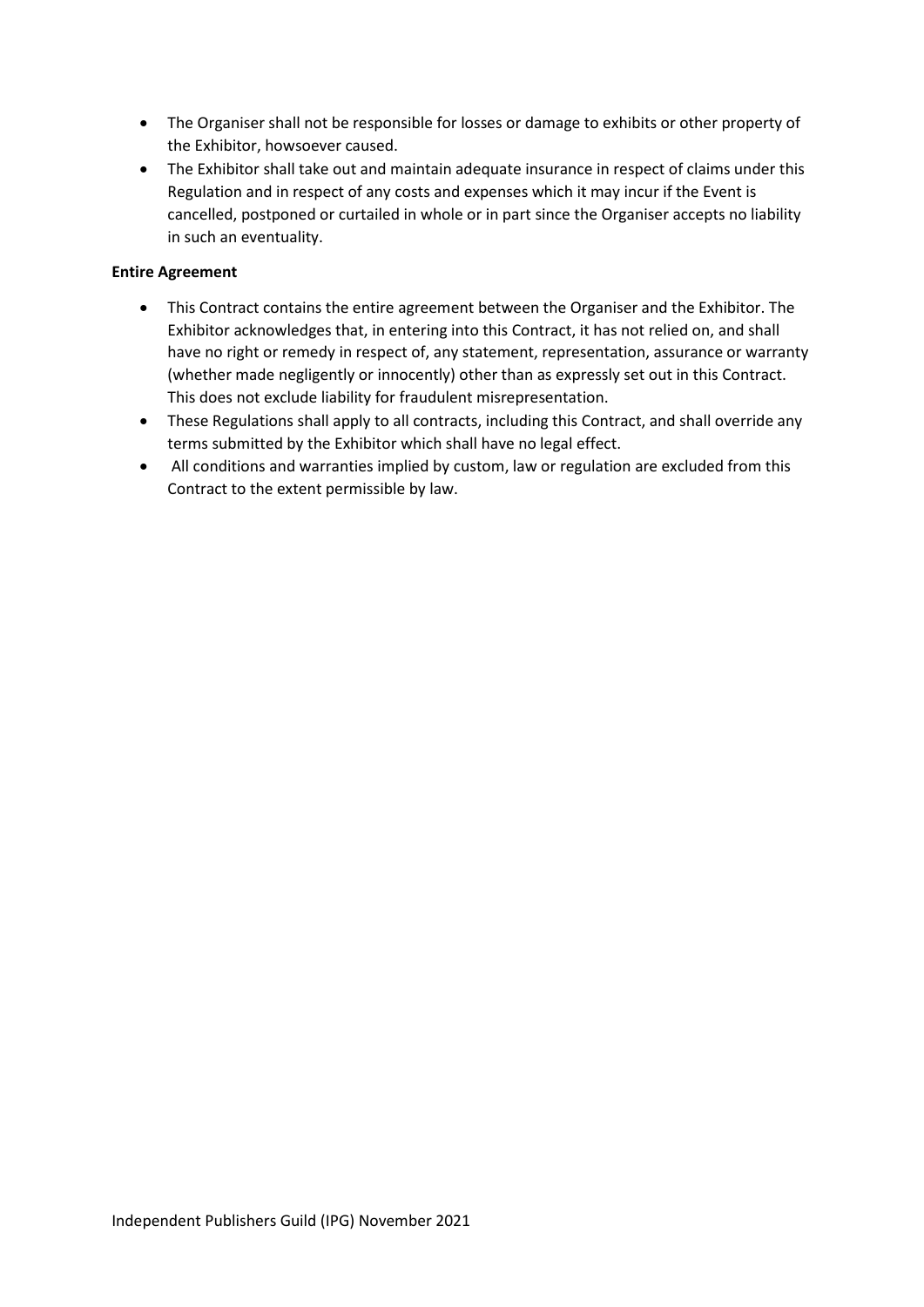- The Organiser shall not be responsible for losses or damage to exhibits or other property of the Exhibitor, howsoever caused.
- The Exhibitor shall take out and maintain adequate insurance in respect of claims under this Regulation and in respect of any costs and expenses which it may incur if the Event is cancelled, postponed or curtailed in whole or in part since the Organiser accepts no liability in such an eventuality.

**Entire Agreement**

- This Contract contains the entire agreement between the Organiser and the Exhibitor. The Exhibitor acknowledges that, in entering into this Contract, it has not relied on, and shall have no right or remedy in respect of, any statement, representation, assurance or warranty (whether made negligently or innocently) other than as expressly set out in this Contract. This does not exclude liability for fraudulent misrepresentation.
- These Regulations shall apply to all contracts, including this Contract, and shall override any terms submitted by the Exhibitor which shall have no legal effect.
- All conditions and warranties implied by custom, law or regulation are excluded from this Contract to the extent permissible by law.